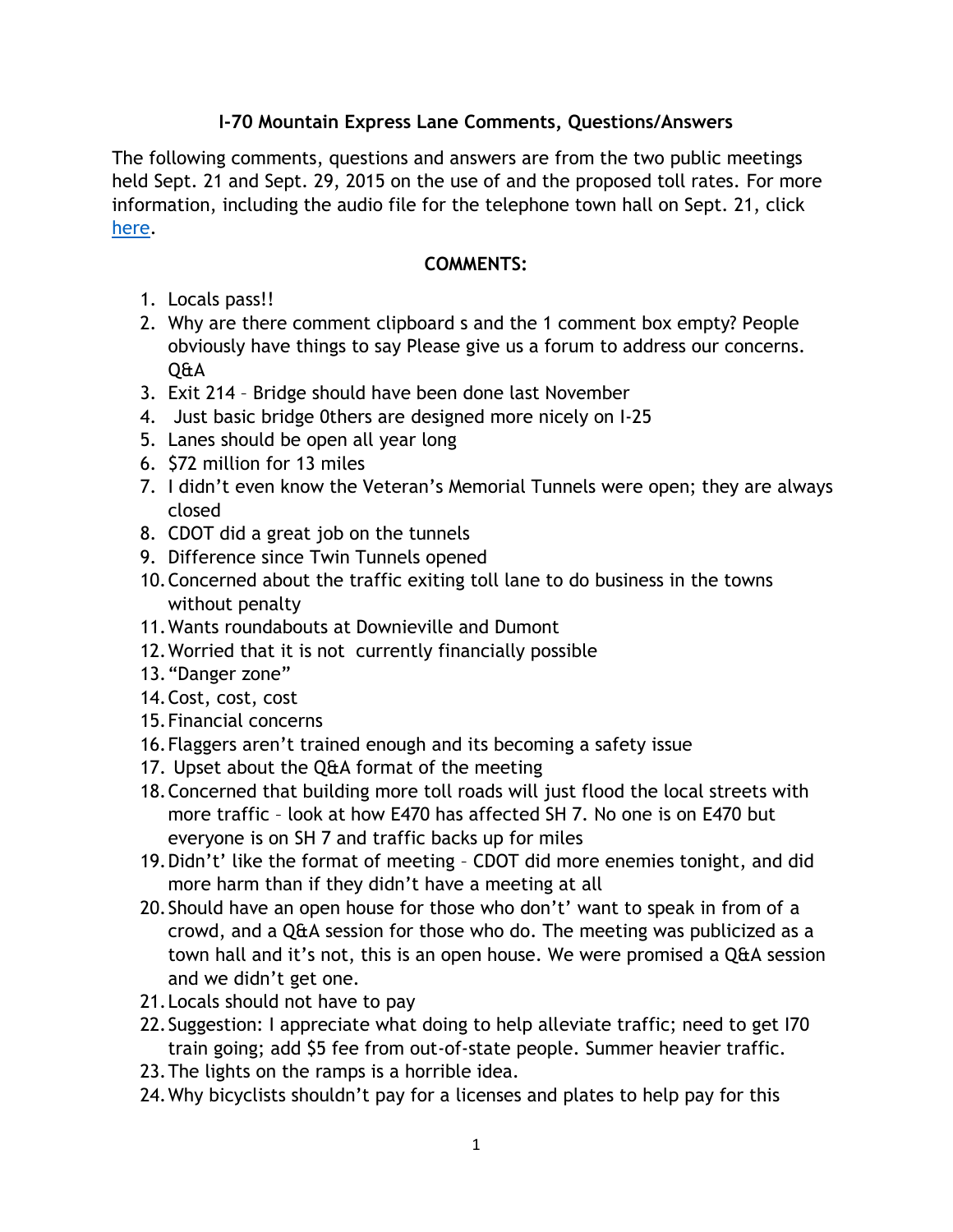# I-70 Mountain Express Lane Comments, Questions/Answers

The following comments, questions and answers are from the two public meetings held Sept. 21 and Sept. 29, 2015 on the use of and the proposed toll rates. For more information, including the audio file for the telephone town hall on Sept. 21, click here.

## COMMENTS:

1. Locals pass!!
2. Why are there comment clipboard s and the 1 comment box empty? People obviously have things to say Please give us a forum to address our concerns. Q&A
3. Exit 214 – Bridge should have been done last November
4. Just basic bridge 0thers are designed more nicely on I-25
5. Lanes should be open all year long
6. $72 million for 13 miles
7. I didn't even know the Veteran's Memorial Tunnels were open; they are always closed
8. CDOT did a great job on the tunnels
9. Difference since Twin Tunnels opened
10. Concerned about the traffic exiting toll lane to do business in the towns without penalty
11. Wants roundabouts at Downieville and Dumont
12. Worried that it is not currently financially possible
13. "Danger zone"
14. Cost, cost, cost
15. Financial concerns
16. Flaggers aren't trained enough and its becoming a safety issue
17. Upset about the Q&A format of the meeting
18. Concerned that building more toll roads will just flood the local streets with more traffic – look at how E470 has affected SH 7. No one is on E470 but everyone is on SH 7 and traffic backs up for miles
19. Didn't' like the format of meeting – CDOT did more enemies tonight, and did more harm than if they didn't have a meeting at all
20. Should have an open house for those who don't' want to speak in from of a crowd, and a Q&A session for those who do. The meeting was publicized as a town hall and it's not, this is an open house. We were promised a Q&A session and we didn't get one.
21. Locals should not have to pay
22. Suggestion: I appreciate what doing to help alleviate traffic; need to get I70 train going; add $5 fee from out-of-state people. Summer heavier traffic.
23. The lights on the ramps is a horrible idea.
24. Why bicyclists shouldn't pay for a licenses and plates to help pay for this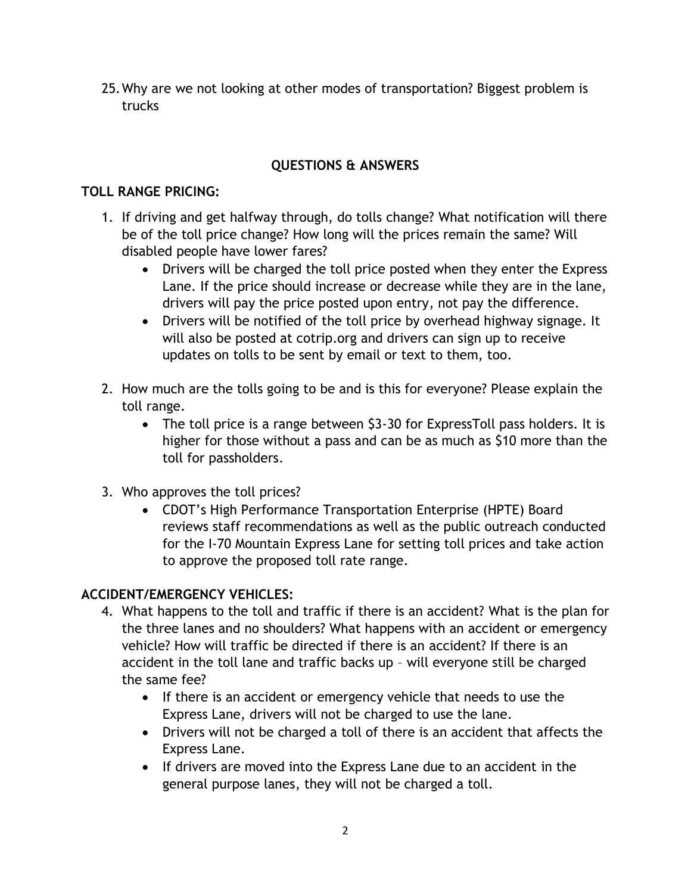25. Why are we not looking at other modes of transportation? Biggest problem is trucks

## QUESTIONS & ANSWERS

### TOLL RANGE PRICING:

1. If driving and get halfway through, do tolls change? What notification will there be of the toll price change? How long will the prices remain the same? Will disabled people have lower fares?
   - Drivers will be charged the toll price posted when they enter the Express Lane. If the price should increase or decrease while they are in the lane, drivers will pay the price posted upon entry, not pay the difference.
   - Drivers will be notified of the toll price by overhead highway signage. It will also be posted at cotrip.org and drivers can sign up to receive updates on tolls to be sent by email or text to them, too.

2. How much are the tolls going to be and is this for everyone? Please explain the toll range.
   - The toll price is a range between $3-30 for ExpressToll pass holders. It is higher for those without a pass and can be as much as $10 more than the toll for passholders.

3. Who approves the toll prices?
   - CDOT's High Performance Transportation Enterprise (HPTE) Board reviews staff recommendations as well as the public outreach conducted for the I-70 Mountain Express Lane for setting toll prices and take action to approve the proposed toll rate range.

### ACCIDENT/EMERGENCY VEHICLES:

4. What happens to the toll and traffic if there is an accident? What is the plan for the three lanes and no shoulders? What happens with an accident or emergency vehicle? How will traffic be directed if there is an accident? If there is an accident in the toll lane and traffic backs up – will everyone still be charged the same fee?
   - If there is an accident or emergency vehicle that needs to use the Express Lane, drivers will not be charged to use the lane.
   - Drivers will not be charged a toll of there is an accident that affects the Express Lane.
   - If drivers are moved into the Express Lane due to an accident in the general purpose lanes, they will not be charged a toll.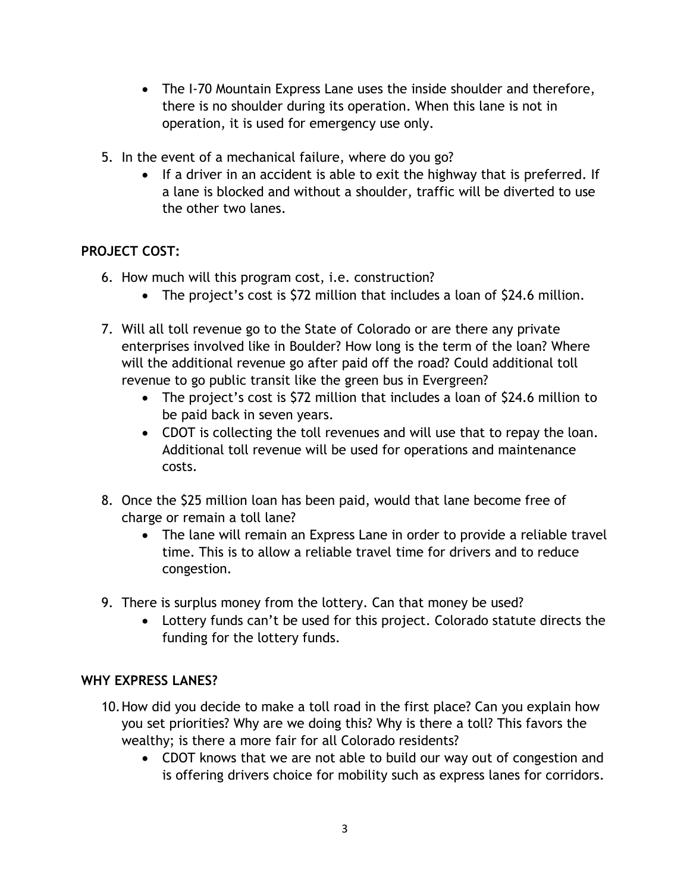- The I-70 Mountain Express Lane uses the inside shoulder and therefore, there is no shoulder during its operation. When this lane is not in operation, it is used for emergency use only.

5. In the event of a mechanical failure, where do you go?
   - If a driver in an accident is able to exit the highway that is preferred. If a lane is blocked and without a shoulder, traffic will be diverted to use the other two lanes.

**PROJECT COST:**

6. How much will this program cost, i.e. construction?
   - The project's cost is $72 million that includes a loan of $24.6 million.

7. Will all toll revenue go to the State of Colorado or are there any private enterprises involved like in Boulder? How long is the term of the loan? Where will the additional revenue go after paid off the road? Could additional toll revenue to go public transit like the green bus in Evergreen?
   - The project's cost is $72 million that includes a loan of $24.6 million to be paid back in seven years.
   - CDOT is collecting the toll revenues and will use that to repay the loan. Additional toll revenue will be used for operations and maintenance costs.

8. Once the $25 million loan has been paid, would that lane become free of charge or remain a toll lane?
   - The lane will remain an Express Lane in order to provide a reliable travel time. This is to allow a reliable travel time for drivers and to reduce congestion.

9. There is surplus money from the lottery. Can that money be used?
   - Lottery funds can't be used for this project. Colorado statute directs the funding for the lottery funds.

**WHY EXPRESS LANES?**

10. How did you decide to make a toll road in the first place? Can you explain how you set priorities? Why are we doing this? Why is there a toll? This favors the wealthy; is there a more fair for all Colorado residents?
    - CDOT knows that we are not able to build our way out of congestion and is offering drivers choice for mobility such as express lanes for corridors.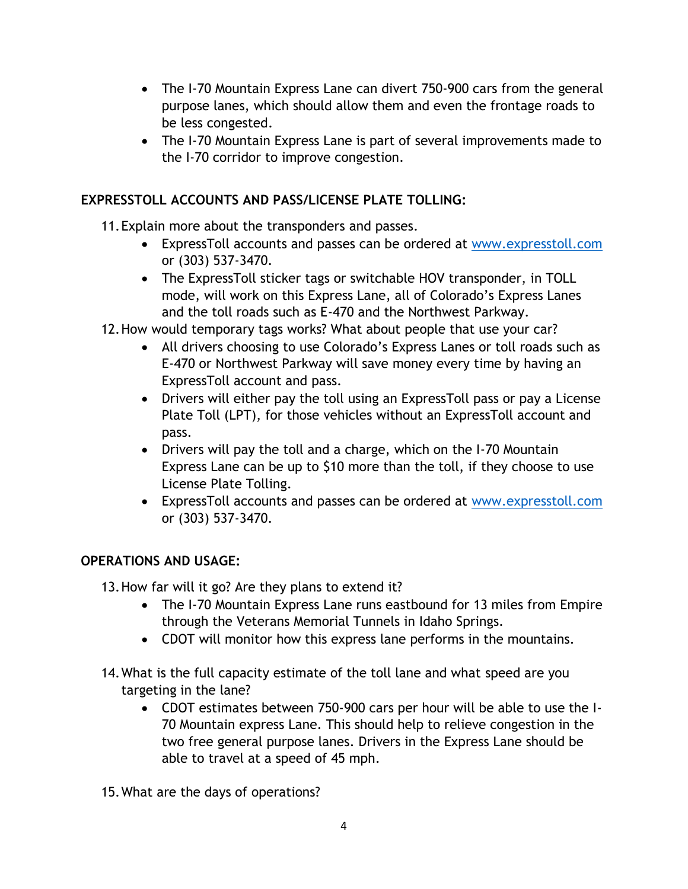- The I-70 Mountain Express Lane can divert 750-900 cars from the general purpose lanes, which should allow them and even the frontage roads to be less congested.
- The I-70 Mountain Express Lane is part of several improvements made to the I-70 corridor to improve congestion.

**EXPRESSTOLL ACCOUNTS AND PASS/LICENSE PLATE TOLLING:**

11. Explain more about the transponders and passes.
    - ExpressToll accounts and passes can be ordered at [www.expresstoll.com](http://www.expresstoll.com) or (303) 537-3470.
    - The ExpressToll sticker tags or switchable HOV transponder, in TOLL mode, will work on this Express Lane, all of Colorado's Express Lanes and the toll roads such as E-470 and the Northwest Parkway.
12. How would temporary tags works? What about people that use your car?
    - All drivers choosing to use Colorado's Express Lanes or toll roads such as E-470 or Northwest Parkway will save money every time by having an ExpressToll account and pass.
    - Drivers will either pay the toll using an ExpressToll pass or pay a License Plate Toll (LPT), for those vehicles without an ExpressToll account and pass.
    - Drivers will pay the toll and a charge, which on the I-70 Mountain Express Lane can be up to $10 more than the toll, if they choose to use License Plate Tolling.
    - ExpressToll accounts and passes can be ordered at [www.expresstoll.com](http://www.expresstoll.com) or (303) 537-3470.

**OPERATIONS AND USAGE:**

13. How far will it go? Are they plans to extend it?
    - The I-70 Mountain Express Lane runs eastbound for 13 miles from Empire through the Veterans Memorial Tunnels in Idaho Springs.
    - CDOT will monitor how this express lane performs in the mountains.

14. What is the full capacity estimate of the toll lane and what speed are you targeting in the lane?
    - CDOT estimates between 750-900 cars per hour will be able to use the I-70 Mountain express Lane. This should help to relieve congestion in the two free general purpose lanes. Drivers in the Express Lane should be able to travel at a speed of 45 mph.

15. What are the days of operations?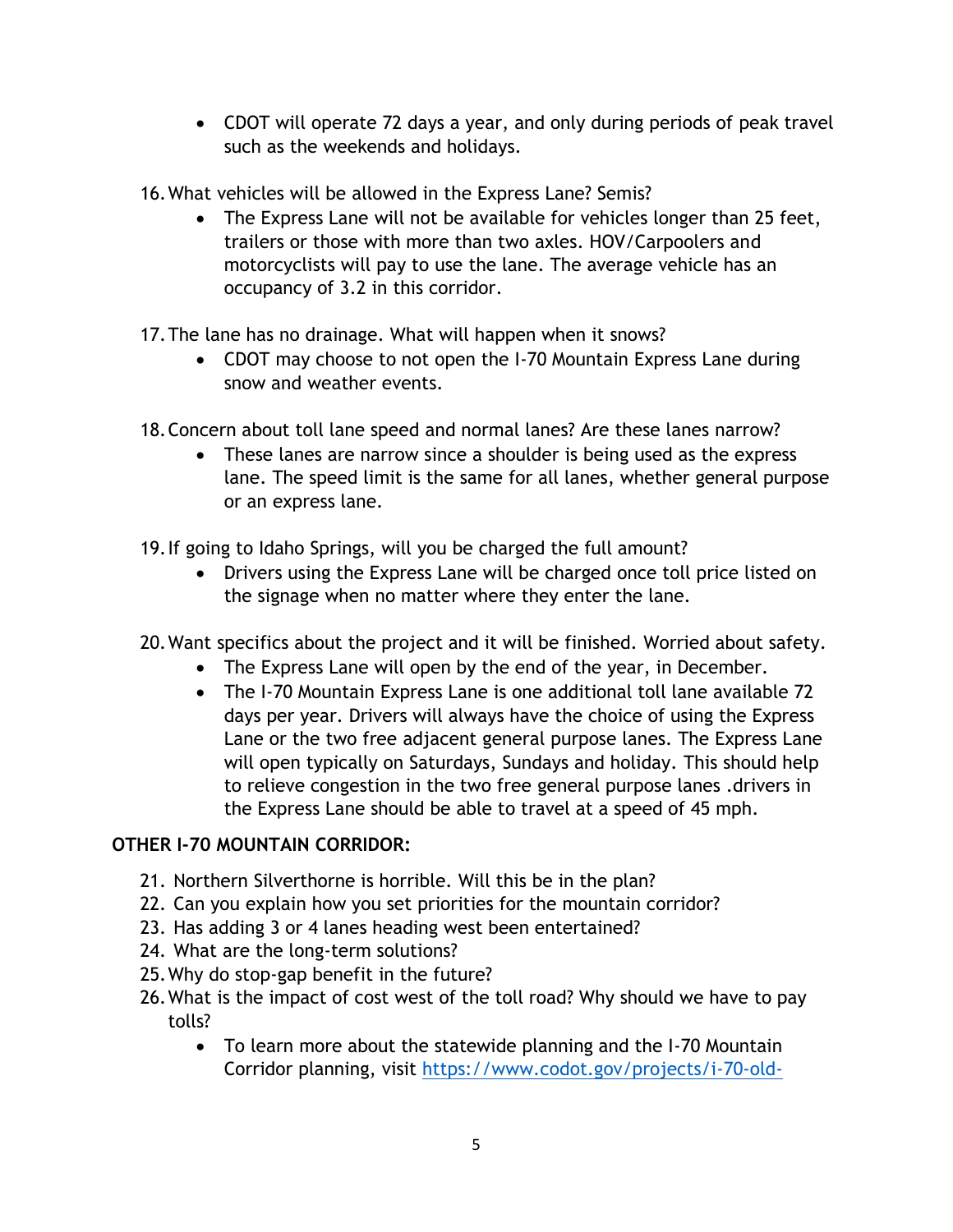- CDOT will operate 72 days a year, and only during periods of peak travel such as the weekends and holidays.

16. What vehicles will be allowed in the Express Lane? Semis?
    - The Express Lane will not be available for vehicles longer than 25 feet, trailers or those with more than two axles. HOV/Carpoolers and motorcyclists will pay to use the lane. The average vehicle has an occupancy of 3.2 in this corridor.

17. The lane has no drainage. What will happen when it snows?
    - CDOT may choose to not open the I-70 Mountain Express Lane during snow and weather events.

18. Concern about toll lane speed and normal lanes? Are these lanes narrow?
    - These lanes are narrow since a shoulder is being used as the express lane. The speed limit is the same for all lanes, whether general purpose or an express lane.

19. If going to Idaho Springs, will you be charged the full amount?
    - Drivers using the Express Lane will be charged once toll price listed on the signage when no matter where they enter the lane.

20. Want specifics about the project and it will be finished. Worried about safety.
    - The Express Lane will open by the end of the year, in December.
    - The I-70 Mountain Express Lane is one additional toll lane available 72 days per year. Drivers will always have the choice of using the Express Lane or the two free adjacent general purpose lanes. The Express Lane will open typically on Saturdays, Sundays and holiday. This should help to relieve congestion in the two free general purpose lanes .drivers in the Express Lane should be able to travel at a speed of 45 mph.

**OTHER I-70 MOUNTAIN CORRIDOR:**

21. Northern Silverthorne is horrible. Will this be in the plan?
22. Can you explain how you set priorities for the mountain corridor?
23. Has adding 3 or 4 lanes heading west been entertained?
24. What are the long-term solutions?
25. Why do stop-gap benefit in the future?
26. What is the impact of cost west of the toll road? Why should we have to pay tolls?
    - To learn more about the statewide planning and the I-70 Mountain Corridor planning, visit https://www.codot.gov/projects/i-70-old-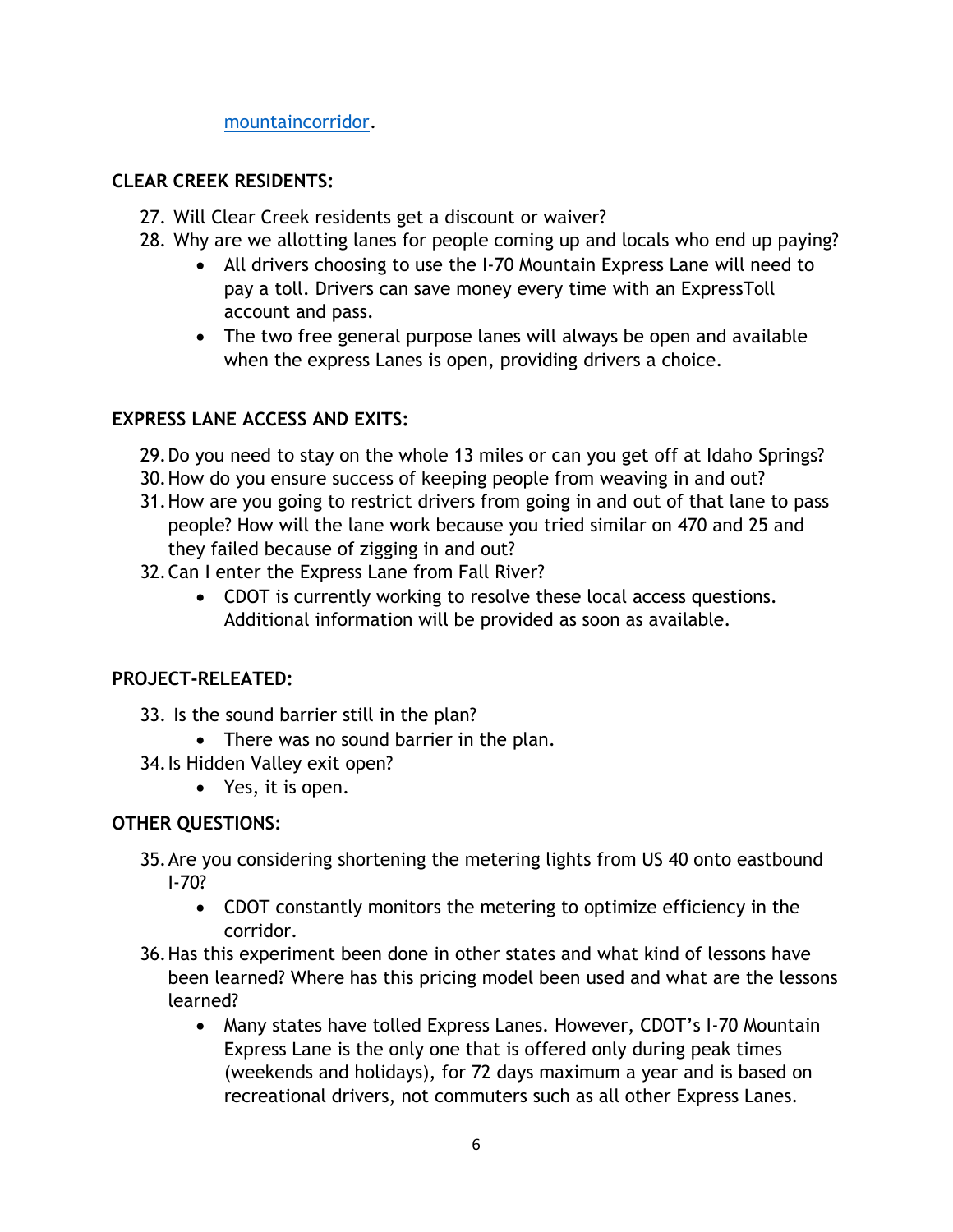mountaincorridor.

**CLEAR CREEK RESIDENTS:**

27. Will Clear Creek residents get a discount or waiver?
28. Why are we allotting lanes for people coming up and locals who end up paying?
    - All drivers choosing to use the I-70 Mountain Express Lane will need to pay a toll. Drivers can save money every time with an ExpressToll account and pass.
    - The two free general purpose lanes will always be open and available when the express Lanes is open, providing drivers a choice.

**EXPRESS LANE ACCESS AND EXITS:**

29. Do you need to stay on the whole 13 miles or can you get off at Idaho Springs?
30. How do you ensure success of keeping people from weaving in and out?
31. How are you going to restrict drivers from going in and out of that lane to pass people? How will the lane work because you tried similar on 470 and 25 and they failed because of zigging in and out?
32. Can I enter the Express Lane from Fall River?
    - CDOT is currently working to resolve these local access questions. Additional information will be provided as soon as available.

**PROJECT-RELEATED:**

33. Is the sound barrier still in the plan?
    - There was no sound barrier in the plan.
34. Is Hidden Valley exit open?
    - Yes, it is open.

**OTHER QUESTIONS:**

35. Are you considering shortening the metering lights from US 40 onto eastbound I-70?
    - CDOT constantly monitors the metering to optimize efficiency in the corridor.
36. Has this experiment been done in other states and what kind of lessons have been learned? Where has this pricing model been used and what are the lessons learned?
    - Many states have tolled Express Lanes. However, CDOT's I-70 Mountain Express Lane is the only one that is offered only during peak times (weekends and holidays), for 72 days maximum a year and is based on recreational drivers, not commuters such as all other Express Lanes.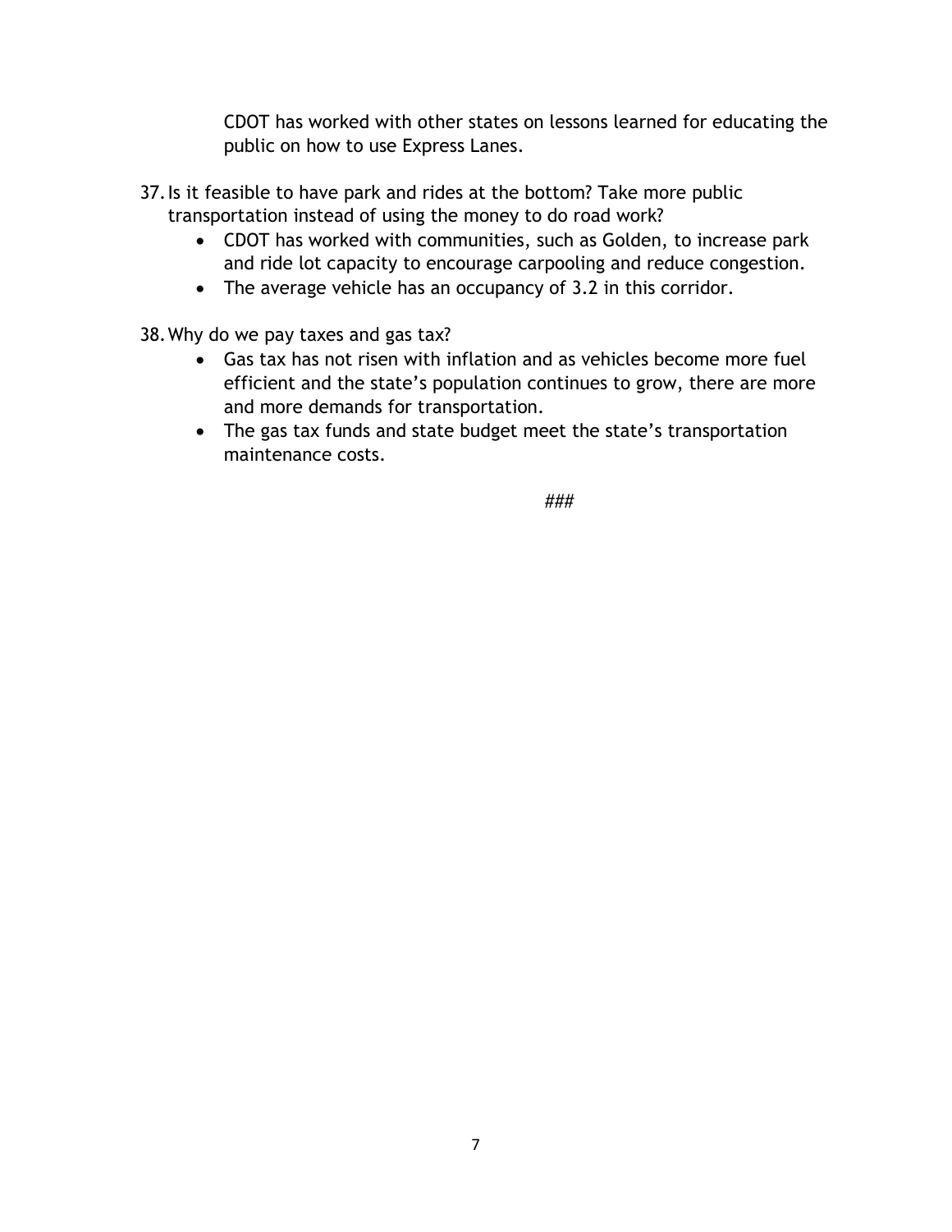CDOT has worked with other states on lessons learned for educating the public on how to use Express Lanes.

37. Is it feasible to have park and rides at the bottom? Take more public transportation instead of using the money to do road work?
    - CDOT has worked with communities, such as Golden, to increase park and ride lot capacity to encourage carpooling and reduce congestion.
    - The average vehicle has an occupancy of 3.2 in this corridor.

38. Why do we pay taxes and gas tax?
    - Gas tax has not risen with inflation and as vehicles become more fuel efficient and the state's population continues to grow, there are more and more demands for transportation.
    - The gas tax funds and state budget meet the state's transportation maintenance costs.

###